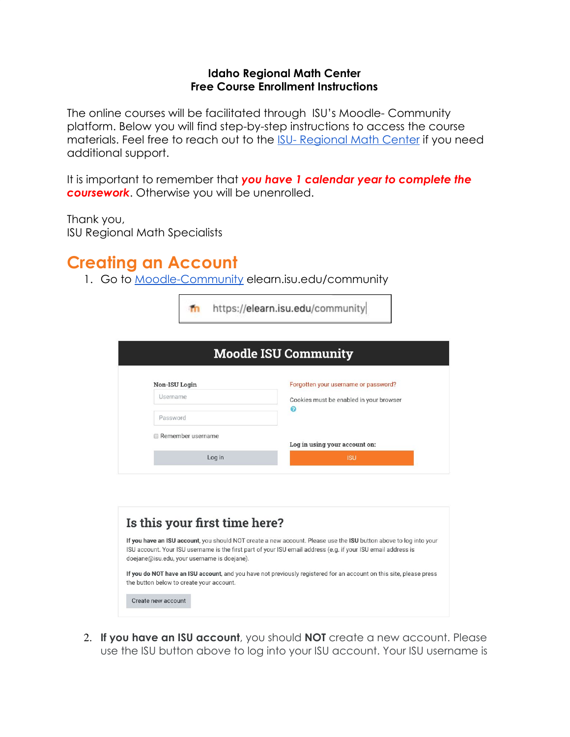**Idaho Regional Math Center**
**Free Course Enrollment Instructions**

The online courses will be facilitated through ISU's Moodle- Community platform. Below you will find step-by-step instructions to access the course materials. Feel free to reach out to the ISU- Regional Math Center if you need additional support.

It is important to remember that ***you have 1 calendar year to complete the coursework***. Otherwise you will be unenrolled.

Thank you,
ISU Regional Math Specialists

# Creating an Account

1. Go to Moodle-Community elearn.isu.edu/community

https://elearn.isu.edu/community

**Moodle ISU Community**

Non-ISU Login

Username

Password

Remember username

Log in

Forgotten your username or password?

Cookies must be enabled in your browser

Log in using your account on:

ISU

**Is this your first time here?**

**If you have an ISU account**, you should NOT create a new account. Please use the **ISU** button above to log into your ISU account. Your ISU username is the first part of your ISU email address (e.g. if your ISU email address is doejane@isu.edu, your username is doejane).

**If you do NOT have an ISU account**, and you have not previously registered for an account on this site, please press the button below to create your account.

Create new account

2. **If you have an ISU account**, you should **NOT** create a new account. Please use the ISU button above to log into your ISU account. Your ISU username is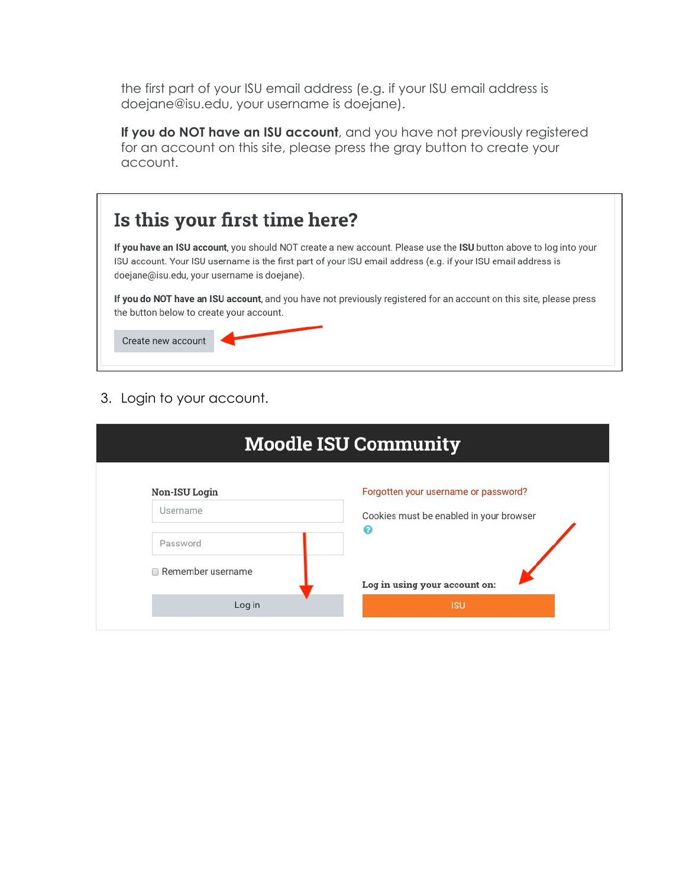the first part of your ISU email address (e.g. if your ISU email address is doejane@isu.edu, your username is doejane).

**If you do NOT have an ISU account**, and you have not previously registered for an account on this site, please press the gray button to create your account.

## Is this your first time here?

**If you have an ISU account**, you should NOT create a new account. Please use the **ISU** button above to log into your ISU account. Your ISU username is the first part of your ISU email address (e.g. if your ISU email address is doejane@isu.edu, your username is doejane).

**If you do NOT have an ISU account**, and you have not previously registered for an account on this site, please press the button below to create your account.

Create new account

3. Login to your account.

## Moodle ISU Community

**Non-ISU Login**

Username

Password

Remember username

Log in

Forgotten your username or password?

Cookies must be enabled in your browser

**Log in using your account on:**

ISU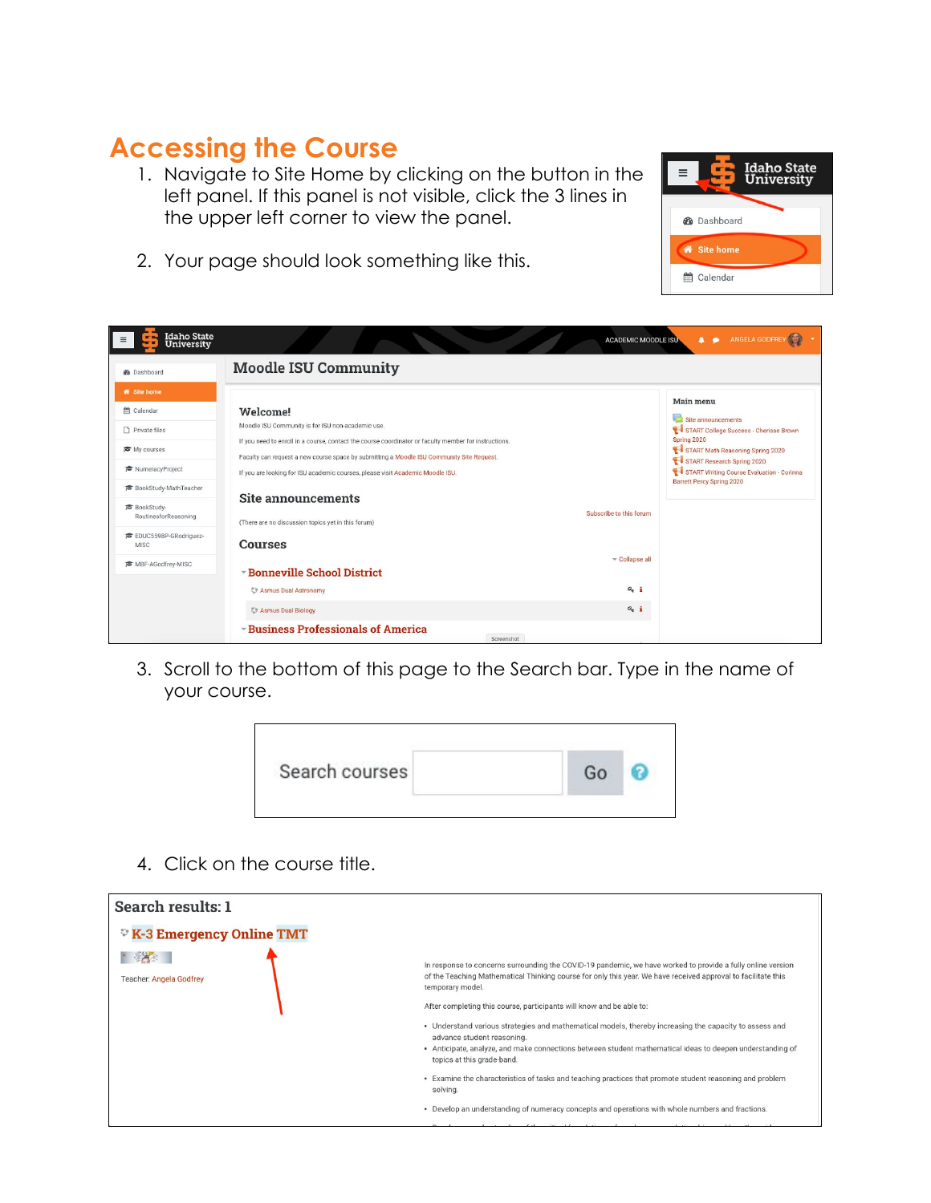## Accessing the Course

1. Navigate to Site Home by clicking on the button in the left panel. If this panel is not visible, click the 3 lines in the upper left corner to view the panel.

2. Your page should look something like this.

3. Scroll to the bottom of this page to the Search bar. Type in the name of your course.

4. Click on the course title.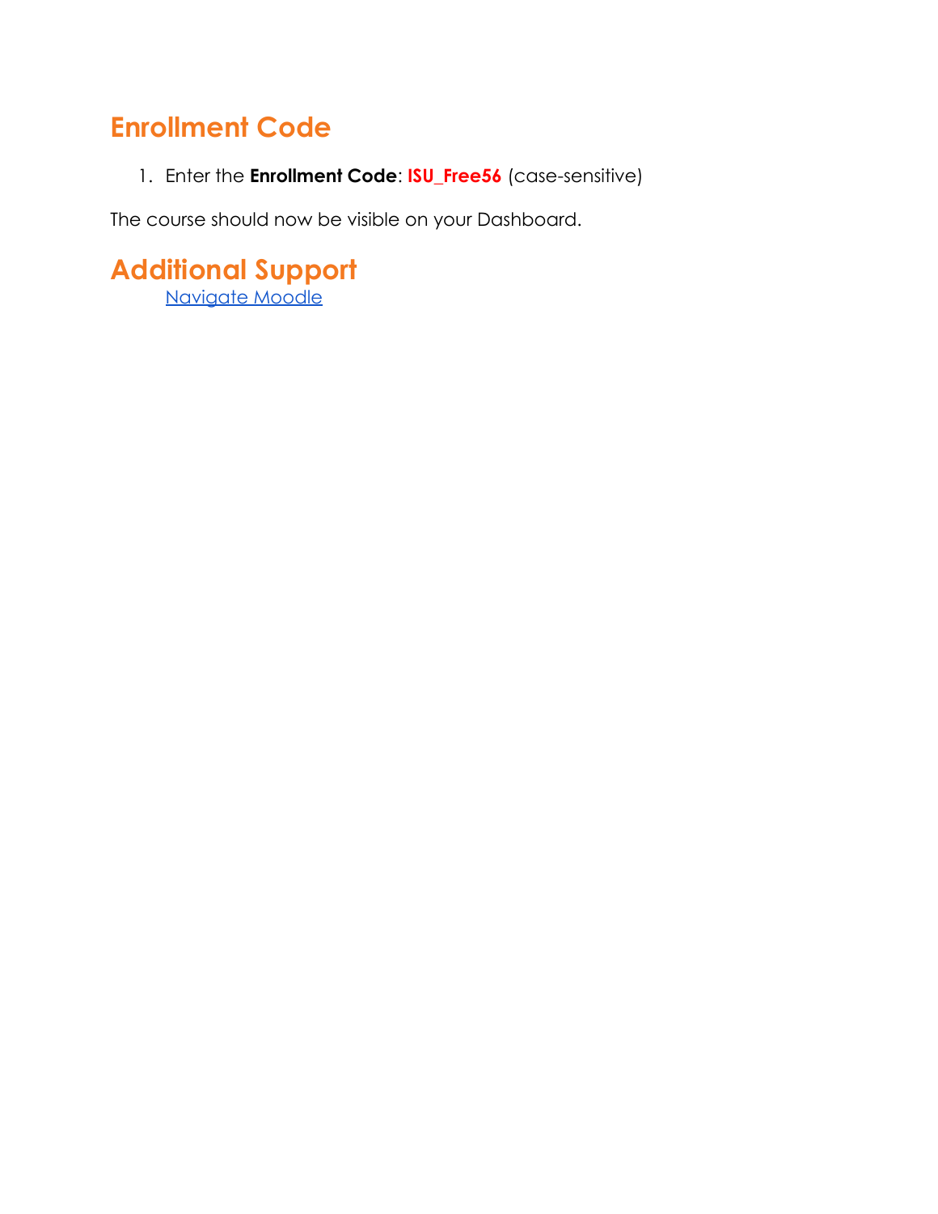## Enrollment Code

1. Enter the **Enrollment Code**: **ISU_Free56** (case-sensitive)

The course should now be visible on your Dashboard.

## Additional Support

[Navigate Moodle]()